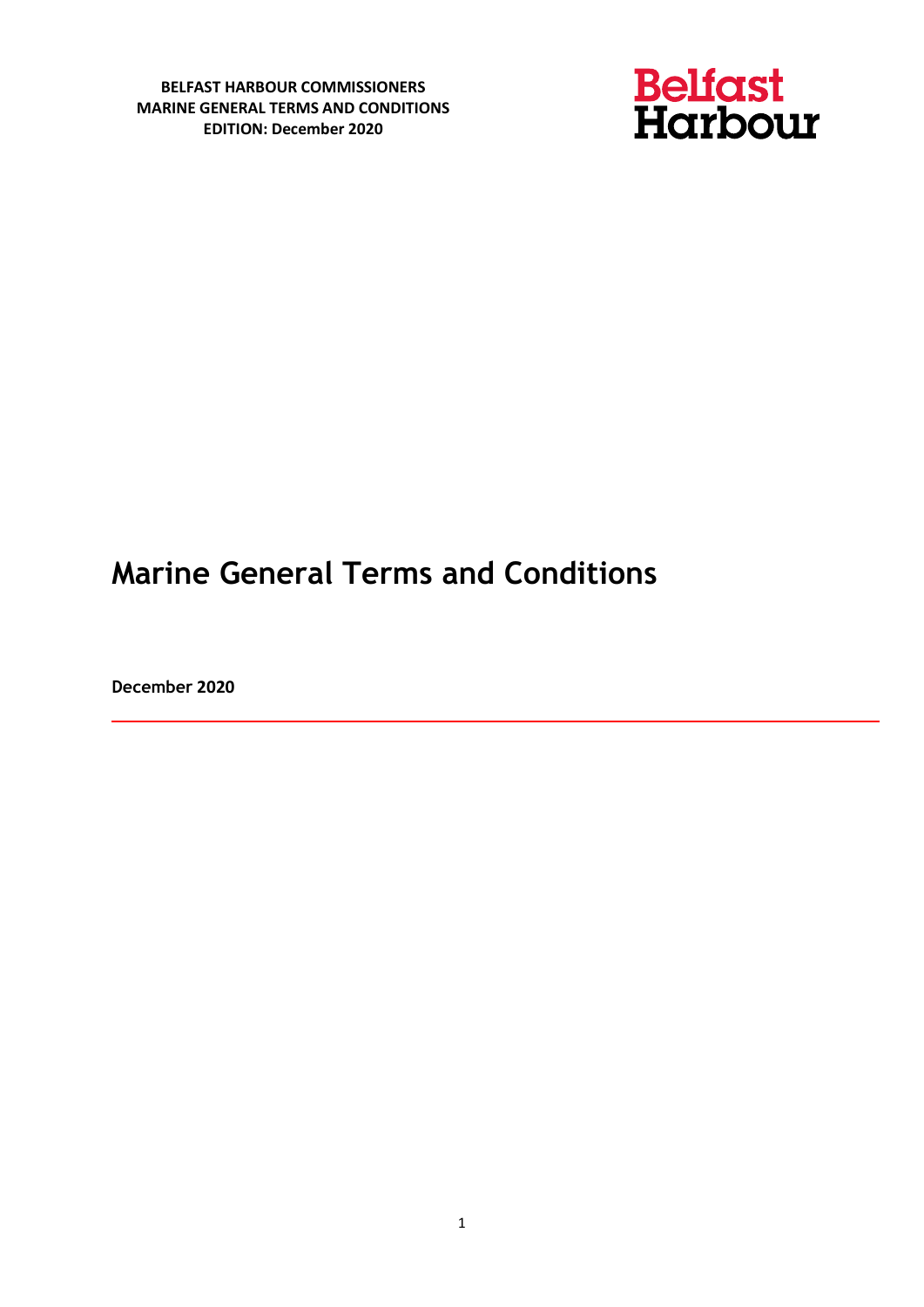**BELFAST HARBOUR COMMISSIONERS**
**MARINE GENERAL TERMS AND CONDITIONS**
**EDITION: December 2020**

Belfast Harbour

# Marine General Terms and Conditions

**December 2020**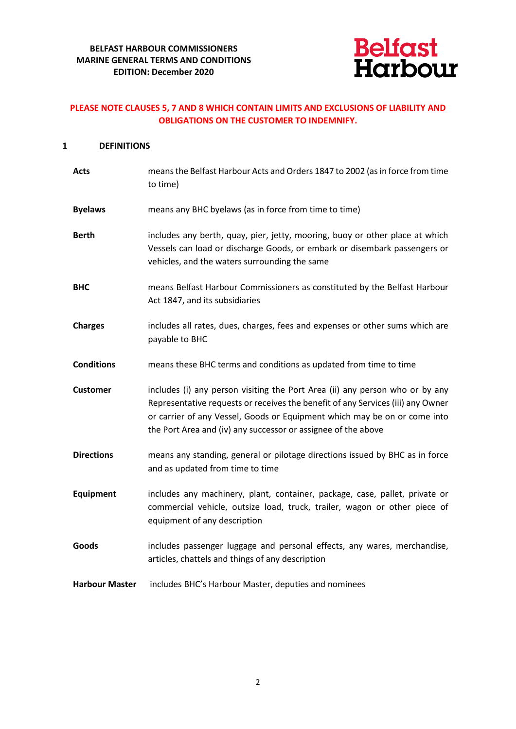**BELFAST HARBOUR COMMISSIONERS**
**MARINE GENERAL TERMS AND CONDITIONS**
**EDITION: December 2020**

Belfast Harbour

**PLEASE NOTE CLAUSES 5, 7 AND 8 WHICH CONTAIN LIMITS AND EXCLUSIONS OF LIABILITY AND OBLIGATIONS ON THE CUSTOMER TO INDEMNIFY.**

## 1 DEFINITIONS

**Acts** means the Belfast Harbour Acts and Orders 1847 to 2002 (as in force from time to time)

**Byelaws** means any BHC byelaws (as in force from time to time)

**Berth** includes any berth, quay, pier, jetty, mooring, buoy or other place at which Vessels can load or discharge Goods, or embark or disembark passengers or vehicles, and the waters surrounding the same

**BHC** means Belfast Harbour Commissioners as constituted by the Belfast Harbour Act 1847, and its subsidiaries

**Charges** includes all rates, dues, charges, fees and expenses or other sums which are payable to BHC

**Conditions** means these BHC terms and conditions as updated from time to time

**Customer** includes (i) any person visiting the Port Area (ii) any person who or by any Representative requests or receives the benefit of any Services (iii) any Owner or carrier of any Vessel, Goods or Equipment which may be on or come into the Port Area and (iv) any successor or assignee of the above

**Directions** means any standing, general or pilotage directions issued by BHC as in force and as updated from time to time

**Equipment** includes any machinery, plant, container, package, case, pallet, private or commercial vehicle, outsize load, truck, trailer, wagon or other piece of equipment of any description

**Goods** includes passenger luggage and personal effects, any wares, merchandise, articles, chattels and things of any description

**Harbour Master** includes BHC's Harbour Master, deputies and nominees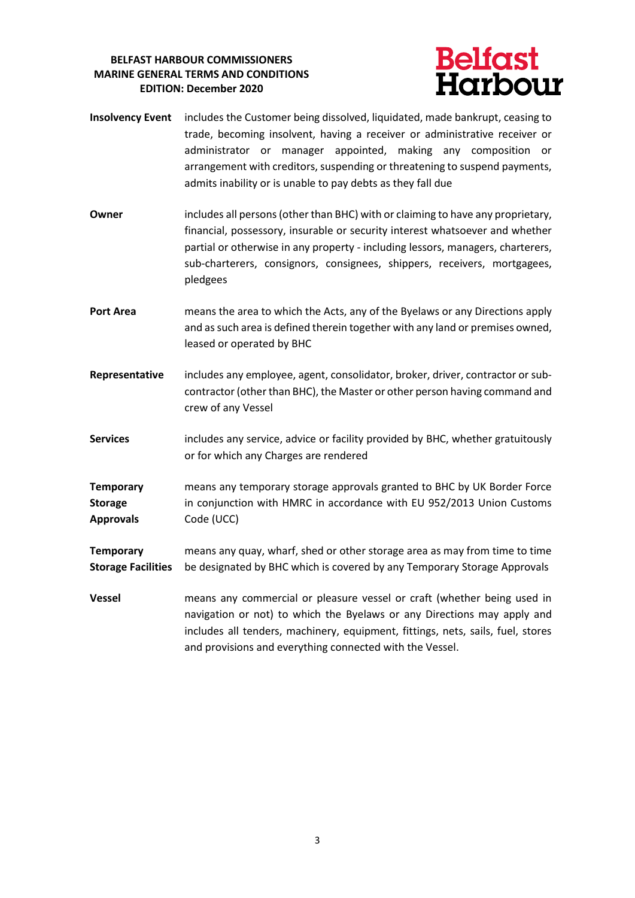| | |
|---|---|
| **Insolvency Event** | includes the Customer being dissolved, liquidated, made bankrupt, ceasing to trade, becoming insolvent, having a receiver or administrative receiver or administrator or manager appointed, making any composition or arrangement with creditors, suspending or threatening to suspend payments, admits inability or is unable to pay debts as they fall due |
| **Owner** | includes all persons (other than BHC) with or claiming to have any proprietary, financial, possessory, insurable or security interest whatsoever and whether partial or otherwise in any property - including lessors, managers, charterers, sub-charterers, consignors, consignees, shippers, receivers, mortgagees, pledgees |
| **Port Area** | means the area to which the Acts, any of the Byelaws or any Directions apply and as such area is defined therein together with any land or premises owned, leased or operated by BHC |
| **Representative** | includes any employee, agent, consolidator, broker, driver, contractor or sub-contractor (other than BHC), the Master or other person having command and crew of any Vessel |
| **Services** | includes any service, advice or facility provided by BHC, whether gratuitously or for which any Charges are rendered |
| **Temporary Storage Approvals** | means any temporary storage approvals granted to BHC by UK Border Force in conjunction with HMRC in accordance with EU 952/2013 Union Customs Code (UCC) |
| **Temporary Storage Facilities** | means any quay, wharf, shed or other storage area as may from time to time be designated by BHC which is covered by any Temporary Storage Approvals |
| **Vessel** | means any commercial or pleasure vessel or craft (whether being used in navigation or not) to which the Byelaws or any Directions may apply and includes all tenders, machinery, equipment, fittings, nets, sails, fuel, stores and provisions and everything connected with the Vessel. |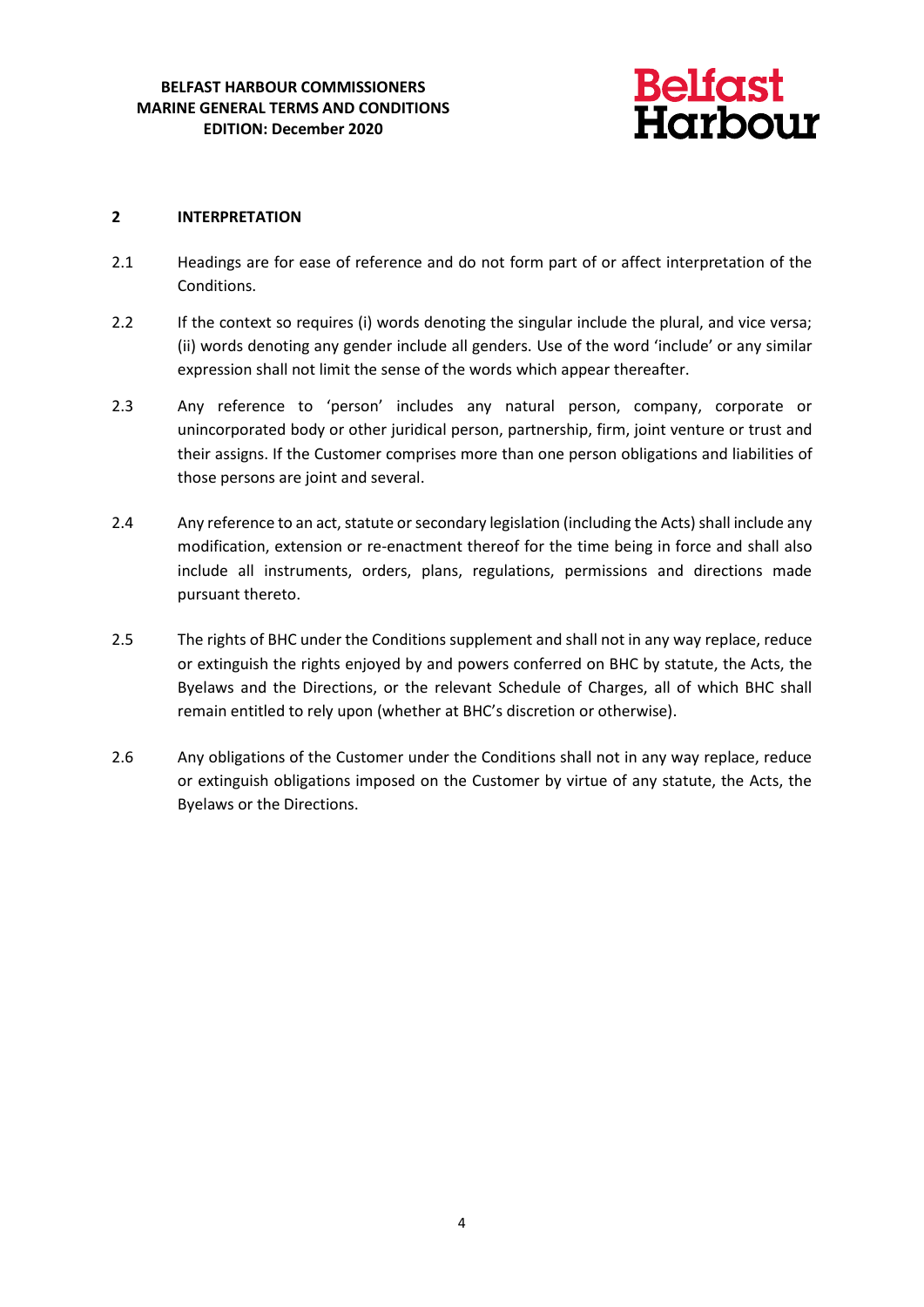## 2 INTERPRETATION

2.1 Headings are for ease of reference and do not form part of or affect interpretation of the Conditions.

2.2 If the context so requires (i) words denoting the singular include the plural, and vice versa; (ii) words denoting any gender include all genders. Use of the word 'include' or any similar expression shall not limit the sense of the words which appear thereafter.

2.3 Any reference to 'person' includes any natural person, company, corporate or unincorporated body or other juridical person, partnership, firm, joint venture or trust and their assigns. If the Customer comprises more than one person obligations and liabilities of those persons are joint and several.

2.4 Any reference to an act, statute or secondary legislation (including the Acts) shall include any modification, extension or re-enactment thereof for the time being in force and shall also include all instruments, orders, plans, regulations, permissions and directions made pursuant thereto.

2.5 The rights of BHC under the Conditions supplement and shall not in any way replace, reduce or extinguish the rights enjoyed by and powers conferred on BHC by statute, the Acts, the Byelaws and the Directions, or the relevant Schedule of Charges, all of which BHC shall remain entitled to rely upon (whether at BHC's discretion or otherwise).

2.6 Any obligations of the Customer under the Conditions shall not in any way replace, reduce or extinguish obligations imposed on the Customer by virtue of any statute, the Acts, the Byelaws or the Directions.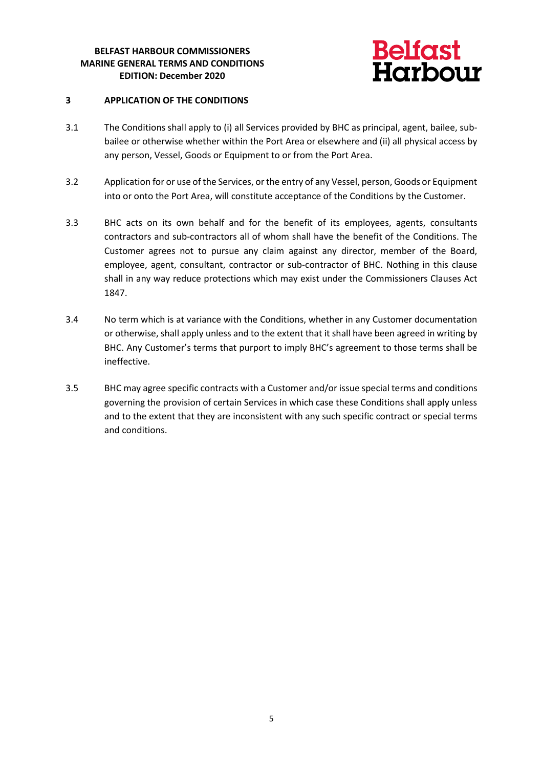## 3 APPLICATION OF THE CONDITIONS

3.1 The Conditions shall apply to (i) all Services provided by BHC as principal, agent, bailee, sub-bailee or otherwise whether within the Port Area or elsewhere and (ii) all physical access by any person, Vessel, Goods or Equipment to or from the Port Area.

3.2 Application for or use of the Services, or the entry of any Vessel, person, Goods or Equipment into or onto the Port Area, will constitute acceptance of the Conditions by the Customer.

3.3 BHC acts on its own behalf and for the benefit of its employees, agents, consultants contractors and sub-contractors all of whom shall have the benefit of the Conditions. The Customer agrees not to pursue any claim against any director, member of the Board, employee, agent, consultant, contractor or sub-contractor of BHC. Nothing in this clause shall in any way reduce protections which may exist under the Commissioners Clauses Act 1847.

3.4 No term which is at variance with the Conditions, whether in any Customer documentation or otherwise, shall apply unless and to the extent that it shall have been agreed in writing by BHC. Any Customer's terms that purport to imply BHC's agreement to those terms shall be ineffective.

3.5 BHC may agree specific contracts with a Customer and/or issue special terms and conditions governing the provision of certain Services in which case these Conditions shall apply unless and to the extent that they are inconsistent with any such specific contract or special terms and conditions.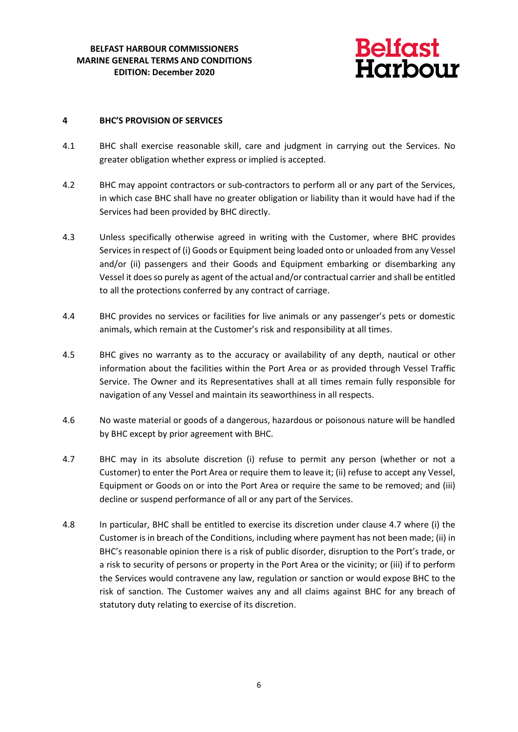## 4 BHC'S PROVISION OF SERVICES

4.1 BHC shall exercise reasonable skill, care and judgment in carrying out the Services. No greater obligation whether express or implied is accepted.

4.2 BHC may appoint contractors or sub-contractors to perform all or any part of the Services, in which case BHC shall have no greater obligation or liability than it would have had if the Services had been provided by BHC directly.

4.3 Unless specifically otherwise agreed in writing with the Customer, where BHC provides Services in respect of (i) Goods or Equipment being loaded onto or unloaded from any Vessel and/or (ii) passengers and their Goods and Equipment embarking or disembarking any Vessel it does so purely as agent of the actual and/or contractual carrier and shall be entitled to all the protections conferred by any contract of carriage.

4.4 BHC provides no services or facilities for live animals or any passenger's pets or domestic animals, which remain at the Customer's risk and responsibility at all times.

4.5 BHC gives no warranty as to the accuracy or availability of any depth, nautical or other information about the facilities within the Port Area or as provided through Vessel Traffic Service. The Owner and its Representatives shall at all times remain fully responsible for navigation of any Vessel and maintain its seaworthiness in all respects.

4.6 No waste material or goods of a dangerous, hazardous or poisonous nature will be handled by BHC except by prior agreement with BHC.

4.7 BHC may in its absolute discretion (i) refuse to permit any person (whether or not a Customer) to enter the Port Area or require them to leave it; (ii) refuse to accept any Vessel, Equipment or Goods on or into the Port Area or require the same to be removed; and (iii) decline or suspend performance of all or any part of the Services.

4.8 In particular, BHC shall be entitled to exercise its discretion under clause 4.7 where (i) the Customer is in breach of the Conditions, including where payment has not been made; (ii) in BHC's reasonable opinion there is a risk of public disorder, disruption to the Port's trade, or a risk to security of persons or property in the Port Area or the vicinity; or (iii) if to perform the Services would contravene any law, regulation or sanction or would expose BHC to the risk of sanction. The Customer waives any and all claims against BHC for any breach of statutory duty relating to exercise of its discretion.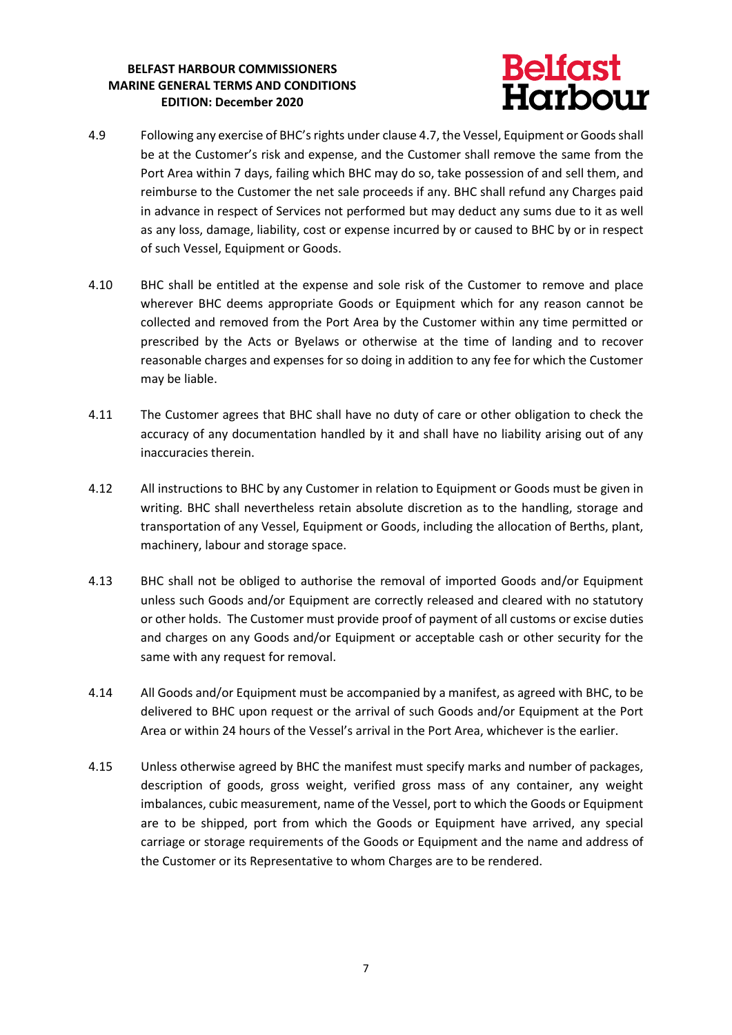4.9 Following any exercise of BHC's rights under clause 4.7, the Vessel, Equipment or Goods shall be at the Customer's risk and expense, and the Customer shall remove the same from the Port Area within 7 days, failing which BHC may do so, take possession of and sell them, and reimburse to the Customer the net sale proceeds if any. BHC shall refund any Charges paid in advance in respect of Services not performed but may deduct any sums due to it as well as any loss, damage, liability, cost or expense incurred by or caused to BHC by or in respect of such Vessel, Equipment or Goods.

4.10 BHC shall be entitled at the expense and sole risk of the Customer to remove and place wherever BHC deems appropriate Goods or Equipment which for any reason cannot be collected and removed from the Port Area by the Customer within any time permitted or prescribed by the Acts or Byelaws or otherwise at the time of landing and to recover reasonable charges and expenses for so doing in addition to any fee for which the Customer may be liable.

4.11 The Customer agrees that BHC shall have no duty of care or other obligation to check the accuracy of any documentation handled by it and shall have no liability arising out of any inaccuracies therein.

4.12 All instructions to BHC by any Customer in relation to Equipment or Goods must be given in writing. BHC shall nevertheless retain absolute discretion as to the handling, storage and transportation of any Vessel, Equipment or Goods, including the allocation of Berths, plant, machinery, labour and storage space.

4.13 BHC shall not be obliged to authorise the removal of imported Goods and/or Equipment unless such Goods and/or Equipment are correctly released and cleared with no statutory or other holds. The Customer must provide proof of payment of all customs or excise duties and charges on any Goods and/or Equipment or acceptable cash or other security for the same with any request for removal.

4.14 All Goods and/or Equipment must be accompanied by a manifest, as agreed with BHC, to be delivered to BHC upon request or the arrival of such Goods and/or Equipment at the Port Area or within 24 hours of the Vessel's arrival in the Port Area, whichever is the earlier.

4.15 Unless otherwise agreed by BHC the manifest must specify marks and number of packages, description of goods, gross weight, verified gross mass of any container, any weight imbalances, cubic measurement, name of the Vessel, port to which the Goods or Equipment are to be shipped, port from which the Goods or Equipment have arrived, any special carriage or storage requirements of the Goods or Equipment and the name and address of the Customer or its Representative to whom Charges are to be rendered.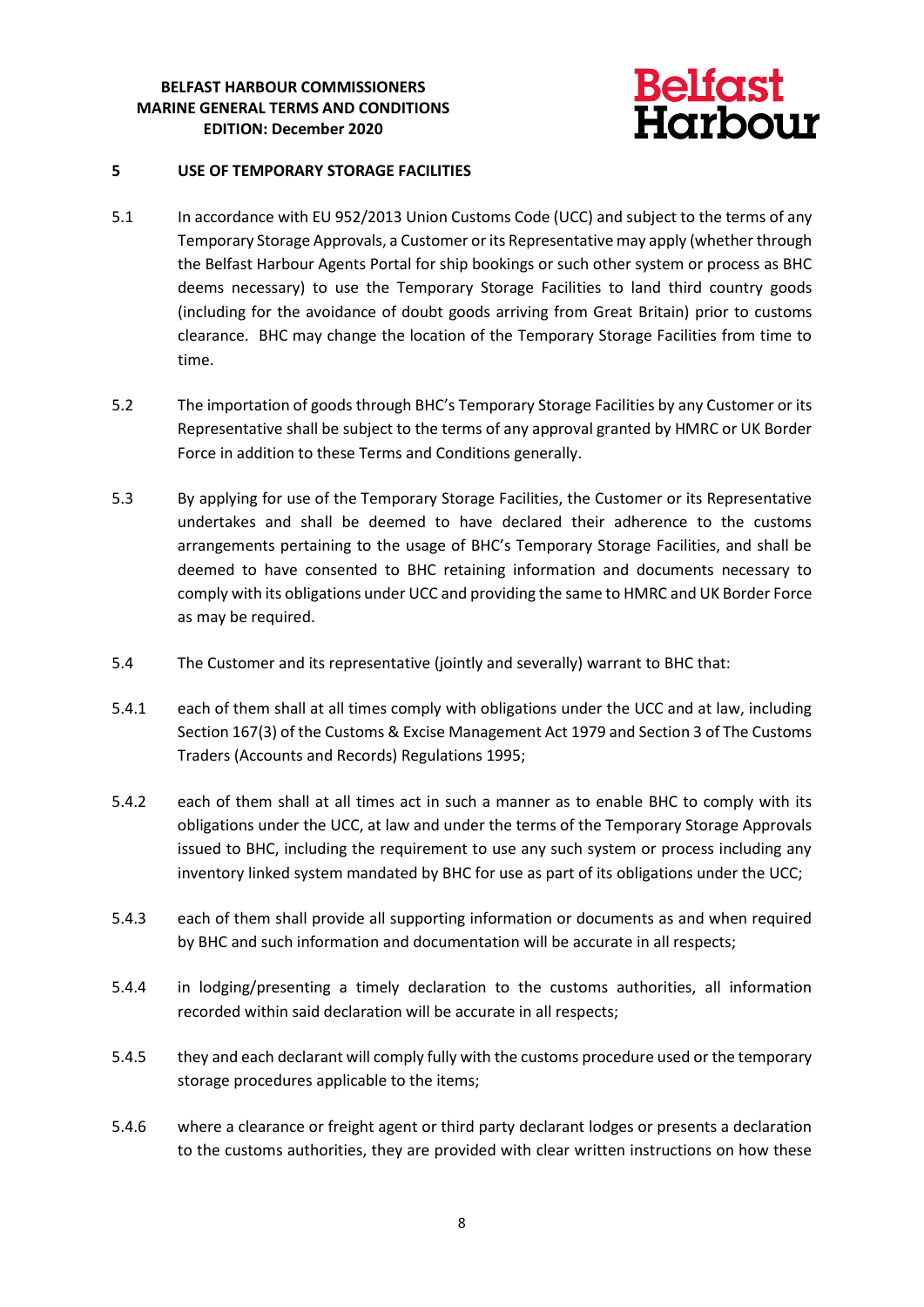## 5 USE OF TEMPORARY STORAGE FACILITIES

5.1 In accordance with EU 952/2013 Union Customs Code (UCC) and subject to the terms of any Temporary Storage Approvals, a Customer or its Representative may apply (whether through the Belfast Harbour Agents Portal for ship bookings or such other system or process as BHC deems necessary) to use the Temporary Storage Facilities to land third country goods (including for the avoidance of doubt goods arriving from Great Britain) prior to customs clearance. BHC may change the location of the Temporary Storage Facilities from time to time.

5.2 The importation of goods through BHC's Temporary Storage Facilities by any Customer or its Representative shall be subject to the terms of any approval granted by HMRC or UK Border Force in addition to these Terms and Conditions generally.

5.3 By applying for use of the Temporary Storage Facilities, the Customer or its Representative undertakes and shall be deemed to have declared their adherence to the customs arrangements pertaining to the usage of BHC's Temporary Storage Facilities, and shall be deemed to have consented to BHC retaining information and documents necessary to comply with its obligations under UCC and providing the same to HMRC and UK Border Force as may be required.

5.4 The Customer and its representative (jointly and severally) warrant to BHC that:

5.4.1 each of them shall at all times comply with obligations under the UCC and at law, including Section 167(3) of the Customs & Excise Management Act 1979 and Section 3 of The Customs Traders (Accounts and Records) Regulations 1995;

5.4.2 each of them shall at all times act in such a manner as to enable BHC to comply with its obligations under the UCC, at law and under the terms of the Temporary Storage Approvals issued to BHC, including the requirement to use any such system or process including any inventory linked system mandated by BHC for use as part of its obligations under the UCC;

5.4.3 each of them shall provide all supporting information or documents as and when required by BHC and such information and documentation will be accurate in all respects;

5.4.4 in lodging/presenting a timely declaration to the customs authorities, all information recorded within said declaration will be accurate in all respects;

5.4.5 they and each declarant will comply fully with the customs procedure used or the temporary storage procedures applicable to the items;

5.4.6 where a clearance or freight agent or third party declarant lodges or presents a declaration to the customs authorities, they are provided with clear written instructions on how these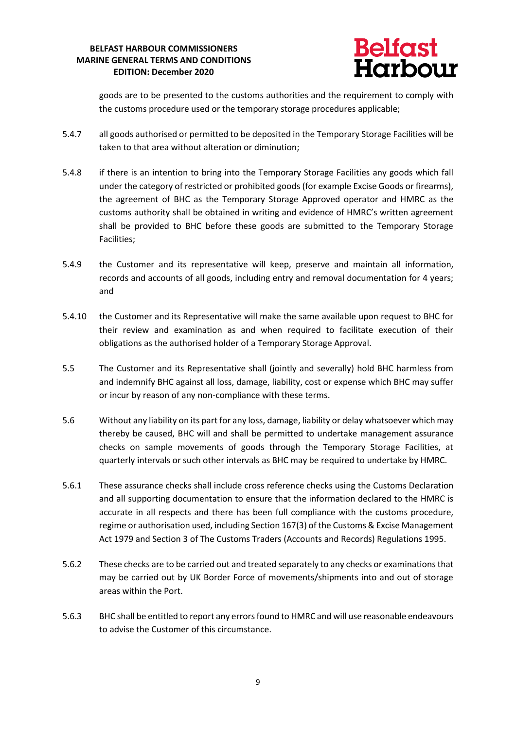goods are to be presented to the customs authorities and the requirement to comply with the customs procedure used or the temporary storage procedures applicable;

5.4.7 all goods authorised or permitted to be deposited in the Temporary Storage Facilities will be taken to that area without alteration or diminution;

5.4.8 if there is an intention to bring into the Temporary Storage Facilities any goods which fall under the category of restricted or prohibited goods (for example Excise Goods or firearms), the agreement of BHC as the Temporary Storage Approved operator and HMRC as the customs authority shall be obtained in writing and evidence of HMRC's written agreement shall be provided to BHC before these goods are submitted to the Temporary Storage Facilities;

5.4.9 the Customer and its representative will keep, preserve and maintain all information, records and accounts of all goods, including entry and removal documentation for 4 years; and

5.4.10 the Customer and its Representative will make the same available upon request to BHC for their review and examination as and when required to facilitate execution of their obligations as the authorised holder of a Temporary Storage Approval.

5.5 The Customer and its Representative shall (jointly and severally) hold BHC harmless from and indemnify BHC against all loss, damage, liability, cost or expense which BHC may suffer or incur by reason of any non-compliance with these terms.

5.6 Without any liability on its part for any loss, damage, liability or delay whatsoever which may thereby be caused, BHC will and shall be permitted to undertake management assurance checks on sample movements of goods through the Temporary Storage Facilities, at quarterly intervals or such other intervals as BHC may be required to undertake by HMRC.

5.6.1 These assurance checks shall include cross reference checks using the Customs Declaration and all supporting documentation to ensure that the information declared to the HMRC is accurate in all respects and there has been full compliance with the customs procedure, regime or authorisation used, including Section 167(3) of the Customs & Excise Management Act 1979 and Section 3 of The Customs Traders (Accounts and Records) Regulations 1995.

5.6.2 These checks are to be carried out and treated separately to any checks or examinations that may be carried out by UK Border Force of movements/shipments into and out of storage areas within the Port.

5.6.3 BHC shall be entitled to report any errors found to HMRC and will use reasonable endeavours to advise the Customer of this circumstance.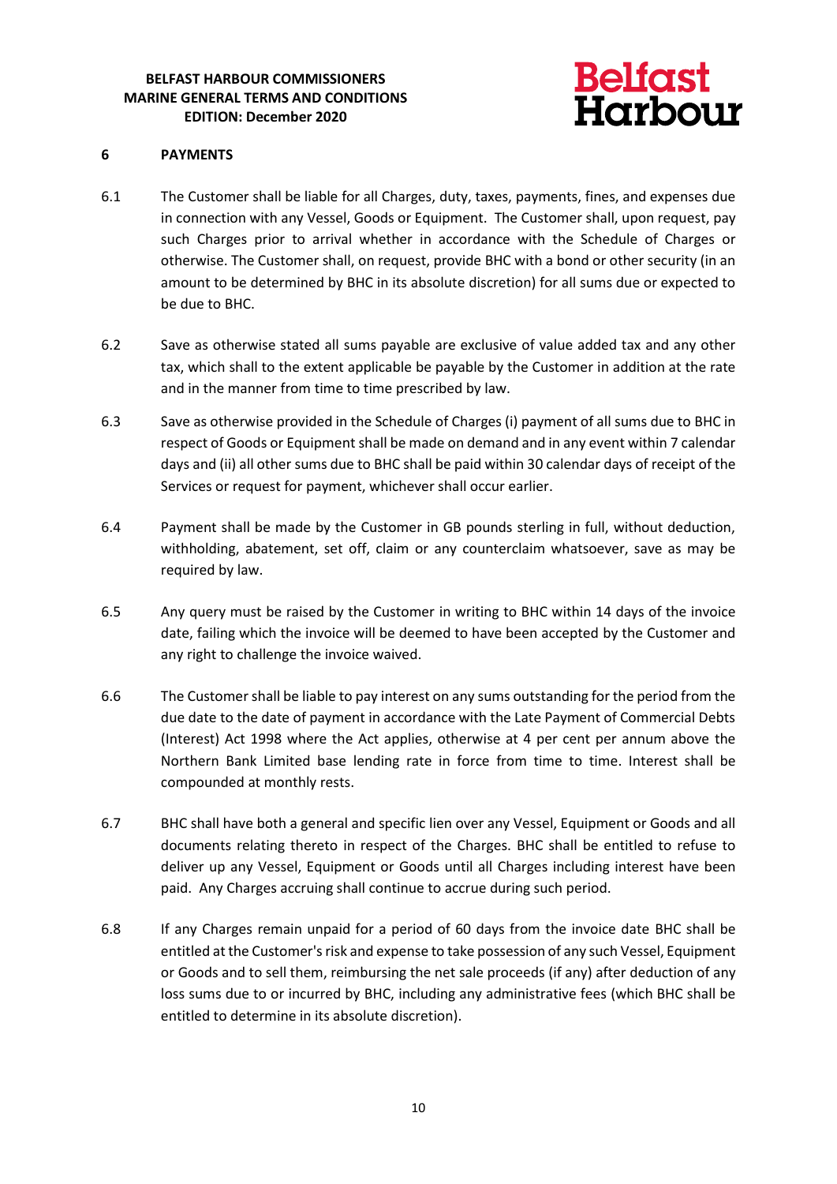## 6 PAYMENTS

6.1 The Customer shall be liable for all Charges, duty, taxes, payments, fines, and expenses due in connection with any Vessel, Goods or Equipment. The Customer shall, upon request, pay such Charges prior to arrival whether in accordance with the Schedule of Charges or otherwise. The Customer shall, on request, provide BHC with a bond or other security (in an amount to be determined by BHC in its absolute discretion) for all sums due or expected to be due to BHC.

6.2 Save as otherwise stated all sums payable are exclusive of value added tax and any other tax, which shall to the extent applicable be payable by the Customer in addition at the rate and in the manner from time to time prescribed by law.

6.3 Save as otherwise provided in the Schedule of Charges (i) payment of all sums due to BHC in respect of Goods or Equipment shall be made on demand and in any event within 7 calendar days and (ii) all other sums due to BHC shall be paid within 30 calendar days of receipt of the Services or request for payment, whichever shall occur earlier.

6.4 Payment shall be made by the Customer in GB pounds sterling in full, without deduction, withholding, abatement, set off, claim or any counterclaim whatsoever, save as may be required by law.

6.5 Any query must be raised by the Customer in writing to BHC within 14 days of the invoice date, failing which the invoice will be deemed to have been accepted by the Customer and any right to challenge the invoice waived.

6.6 The Customer shall be liable to pay interest on any sums outstanding for the period from the due date to the date of payment in accordance with the Late Payment of Commercial Debts (Interest) Act 1998 where the Act applies, otherwise at 4 per cent per annum above the Northern Bank Limited base lending rate in force from time to time. Interest shall be compounded at monthly rests.

6.7 BHC shall have both a general and specific lien over any Vessel, Equipment or Goods and all documents relating thereto in respect of the Charges. BHC shall be entitled to refuse to deliver up any Vessel, Equipment or Goods until all Charges including interest have been paid. Any Charges accruing shall continue to accrue during such period.

6.8 If any Charges remain unpaid for a period of 60 days from the invoice date BHC shall be entitled at the Customer's risk and expense to take possession of any such Vessel, Equipment or Goods and to sell them, reimbursing the net sale proceeds (if any) after deduction of any loss sums due to or incurred by BHC, including any administrative fees (which BHC shall be entitled to determine in its absolute discretion).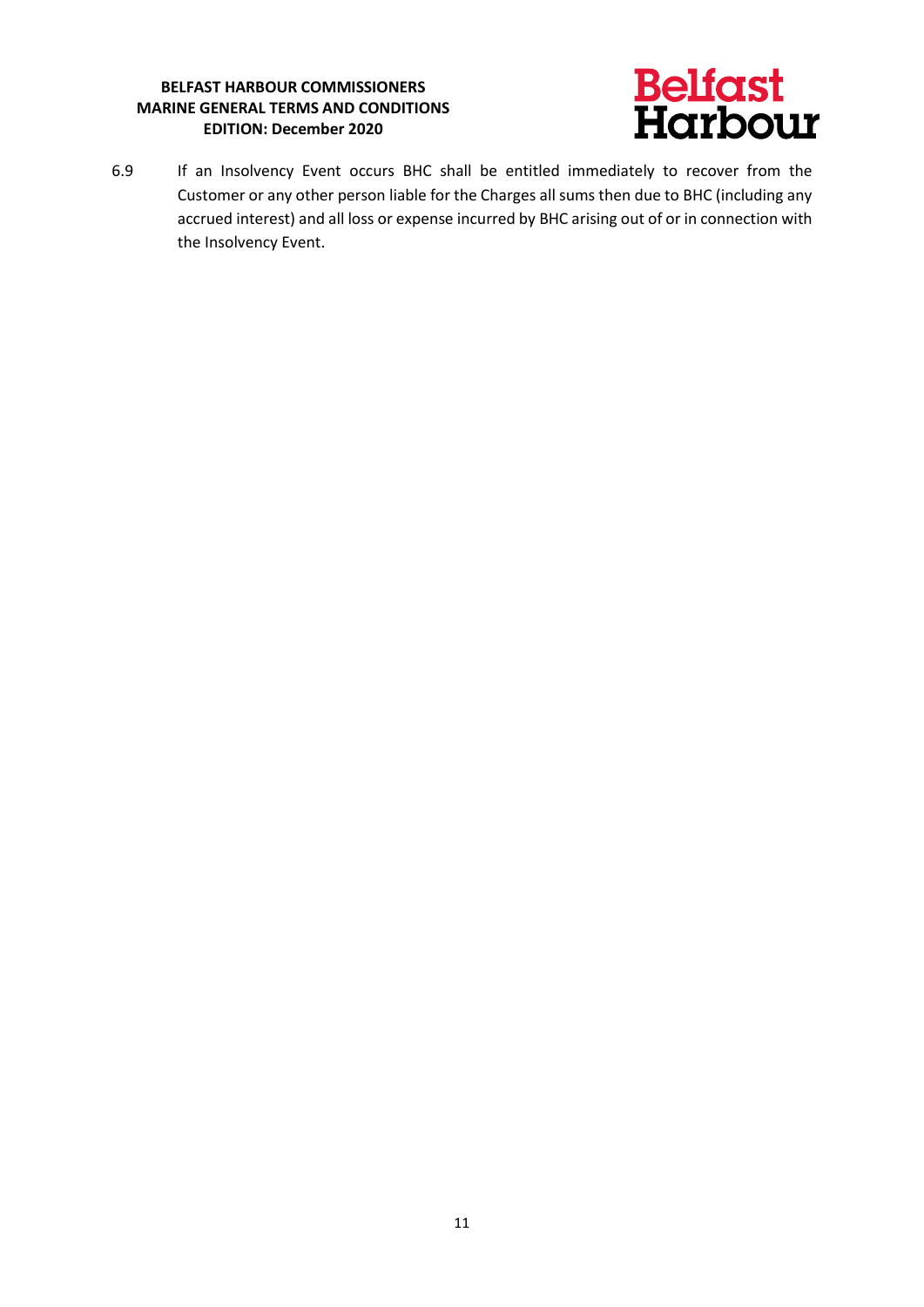6.9 If an Insolvency Event occurs BHC shall be entitled immediately to recover from the Customer or any other person liable for the Charges all sums then due to BHC (including any accrued interest) and all loss or expense incurred by BHC arising out of or in connection with the Insolvency Event.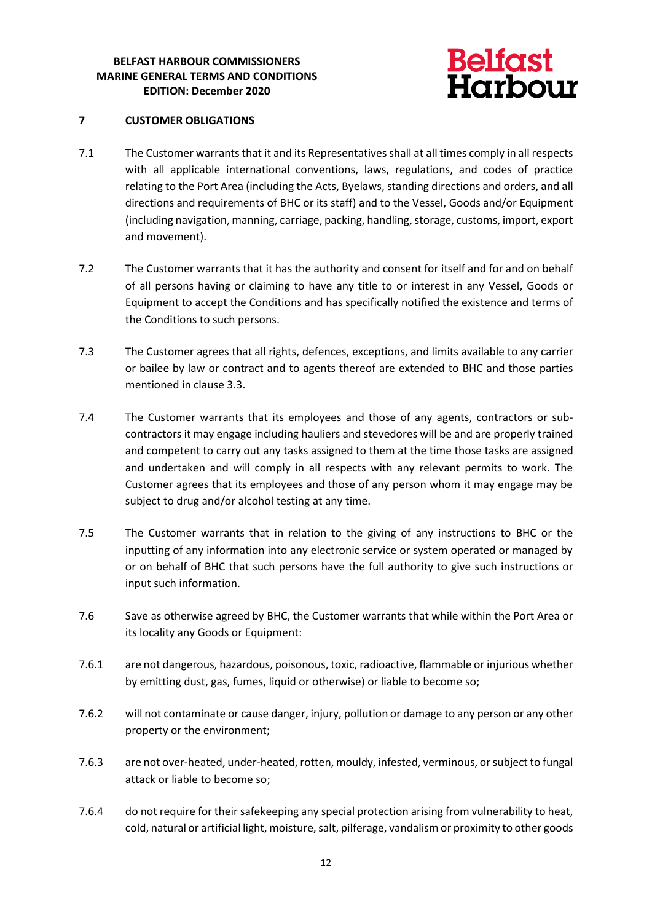## 7 CUSTOMER OBLIGATIONS

7.1 The Customer warrants that it and its Representatives shall at all times comply in all respects with all applicable international conventions, laws, regulations, and codes of practice relating to the Port Area (including the Acts, Byelaws, standing directions and orders, and all directions and requirements of BHC or its staff) and to the Vessel, Goods and/or Equipment (including navigation, manning, carriage, packing, handling, storage, customs, import, export and movement).

7.2 The Customer warrants that it has the authority and consent for itself and for and on behalf of all persons having or claiming to have any title to or interest in any Vessel, Goods or Equipment to accept the Conditions and has specifically notified the existence and terms of the Conditions to such persons.

7.3 The Customer agrees that all rights, defences, exceptions, and limits available to any carrier or bailee by law or contract and to agents thereof are extended to BHC and those parties mentioned in clause 3.3.

7.4 The Customer warrants that its employees and those of any agents, contractors or sub-contractors it may engage including hauliers and stevedores will be and are properly trained and competent to carry out any tasks assigned to them at the time those tasks are assigned and undertaken and will comply in all respects with any relevant permits to work. The Customer agrees that its employees and those of any person whom it may engage may be subject to drug and/or alcohol testing at any time.

7.5 The Customer warrants that in relation to the giving of any instructions to BHC or the inputting of any information into any electronic service or system operated or managed by or on behalf of BHC that such persons have the full authority to give such instructions or input such information.

7.6 Save as otherwise agreed by BHC, the Customer warrants that while within the Port Area or its locality any Goods or Equipment:

7.6.1 are not dangerous, hazardous, poisonous, toxic, radioactive, flammable or injurious whether by emitting dust, gas, fumes, liquid or otherwise) or liable to become so;

7.6.2 will not contaminate or cause danger, injury, pollution or damage to any person or any other property or the environment;

7.6.3 are not over-heated, under-heated, rotten, mouldy, infested, verminous, or subject to fungal attack or liable to become so;

7.6.4 do not require for their safekeeping any special protection arising from vulnerability to heat, cold, natural or artificial light, moisture, salt, pilferage, vandalism or proximity to other goods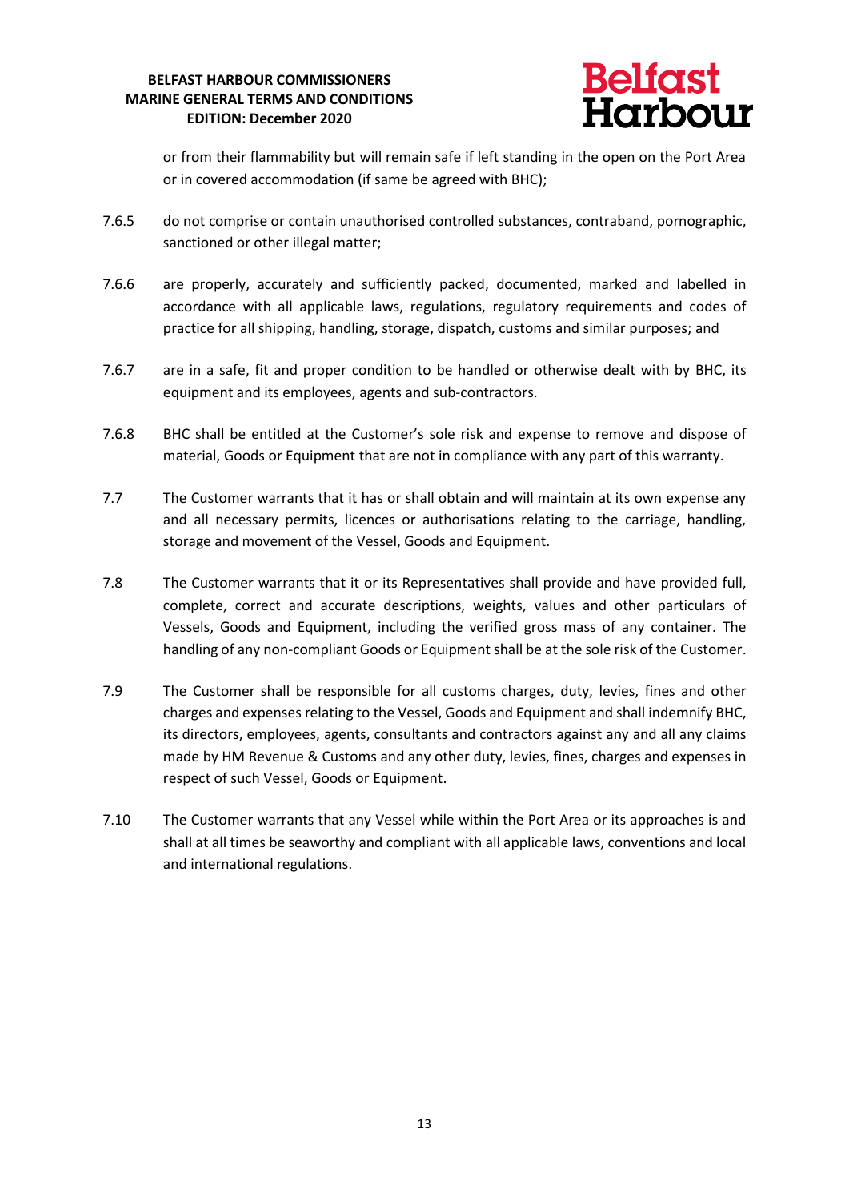or from their flammability but will remain safe if left standing in the open on the Port Area or in covered accommodation (if same be agreed with BHC);

7.6.5 do not comprise or contain unauthorised controlled substances, contraband, pornographic, sanctioned or other illegal matter;

7.6.6 are properly, accurately and sufficiently packed, documented, marked and labelled in accordance with all applicable laws, regulations, regulatory requirements and codes of practice for all shipping, handling, storage, dispatch, customs and similar purposes; and

7.6.7 are in a safe, fit and proper condition to be handled or otherwise dealt with by BHC, its equipment and its employees, agents and sub-contractors.

7.6.8 BHC shall be entitled at the Customer's sole risk and expense to remove and dispose of material, Goods or Equipment that are not in compliance with any part of this warranty.

7.7 The Customer warrants that it has or shall obtain and will maintain at its own expense any and all necessary permits, licences or authorisations relating to the carriage, handling, storage and movement of the Vessel, Goods and Equipment.

7.8 The Customer warrants that it or its Representatives shall provide and have provided full, complete, correct and accurate descriptions, weights, values and other particulars of Vessels, Goods and Equipment, including the verified gross mass of any container. The handling of any non-compliant Goods or Equipment shall be at the sole risk of the Customer.

7.9 The Customer shall be responsible for all customs charges, duty, levies, fines and other charges and expenses relating to the Vessel, Goods and Equipment and shall indemnify BHC, its directors, employees, agents, consultants and contractors against any and all any claims made by HM Revenue & Customs and any other duty, levies, fines, charges and expenses in respect of such Vessel, Goods or Equipment.

7.10 The Customer warrants that any Vessel while within the Port Area or its approaches is and shall at all times be seaworthy and compliant with all applicable laws, conventions and local and international regulations.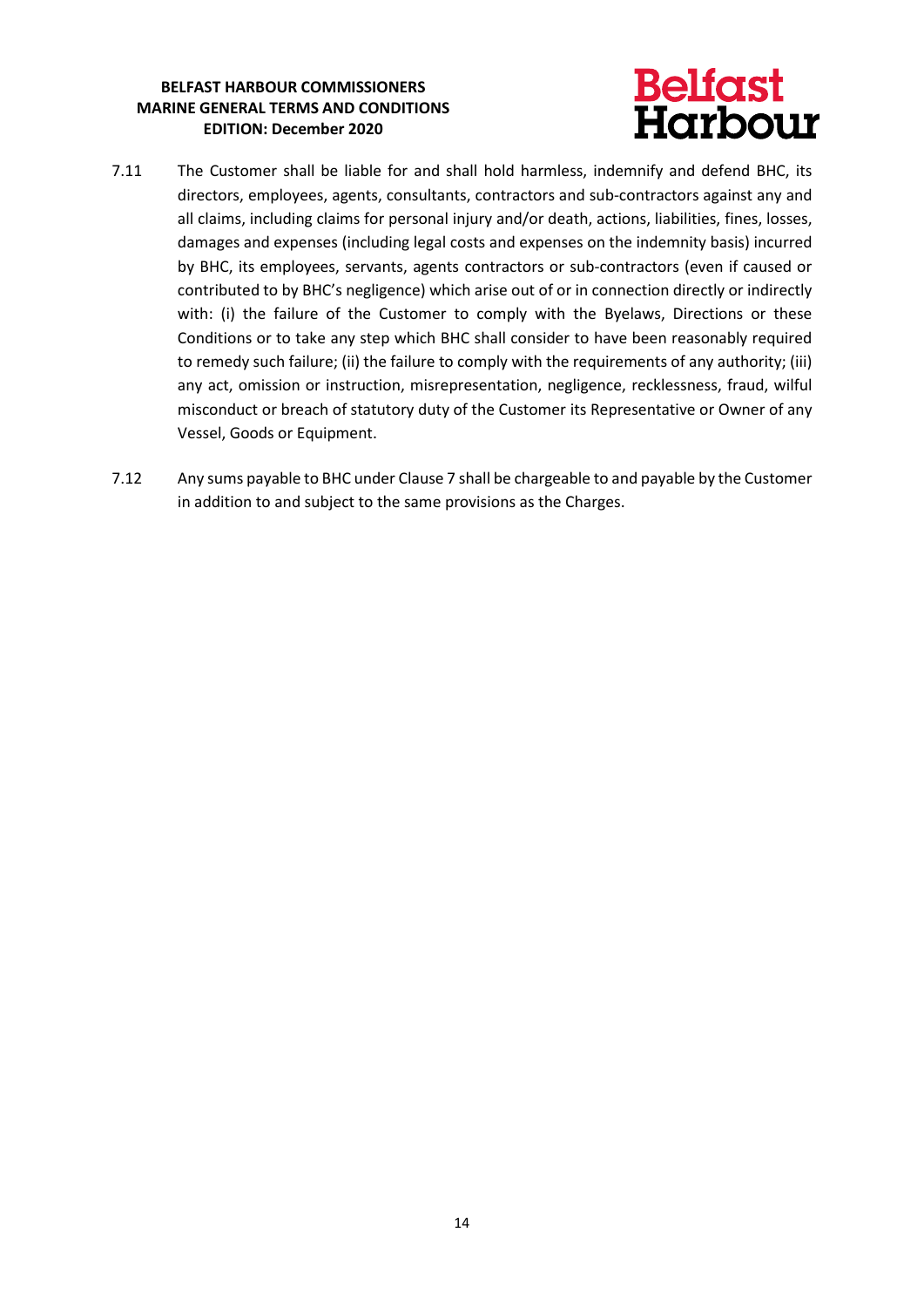7.11 The Customer shall be liable for and shall hold harmless, indemnify and defend BHC, its directors, employees, agents, consultants, contractors and sub-contractors against any and all claims, including claims for personal injury and/or death, actions, liabilities, fines, losses, damages and expenses (including legal costs and expenses on the indemnity basis) incurred by BHC, its employees, servants, agents contractors or sub-contractors (even if caused or contributed to by BHC's negligence) which arise out of or in connection directly or indirectly with: (i) the failure of the Customer to comply with the Byelaws, Directions or these Conditions or to take any step which BHC shall consider to have been reasonably required to remedy such failure; (ii) the failure to comply with the requirements of any authority; (iii) any act, omission or instruction, misrepresentation, negligence, recklessness, fraud, wilful misconduct or breach of statutory duty of the Customer its Representative or Owner of any Vessel, Goods or Equipment.

7.12 Any sums payable to BHC under Clause 7 shall be chargeable to and payable by the Customer in addition to and subject to the same provisions as the Charges.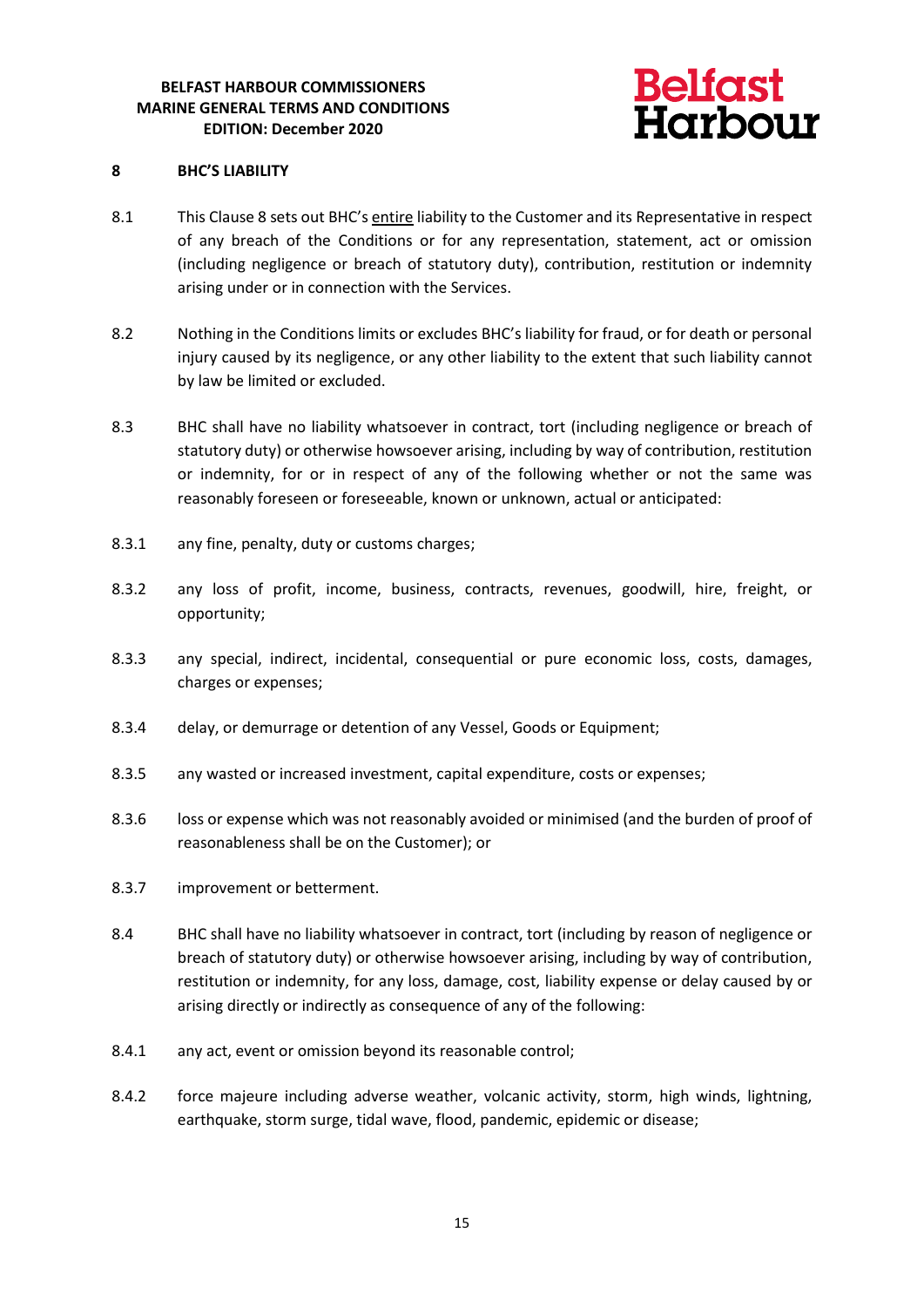## 8 BHC'S LIABILITY

8.1 This Clause 8 sets out BHC's <u>entire</u> liability to the Customer and its Representative in respect of any breach of the Conditions or for any representation, statement, act or omission (including negligence or breach of statutory duty), contribution, restitution or indemnity arising under or in connection with the Services.

8.2 Nothing in the Conditions limits or excludes BHC's liability for fraud, or for death or personal injury caused by its negligence, or any other liability to the extent that such liability cannot by law be limited or excluded.

8.3 BHC shall have no liability whatsoever in contract, tort (including negligence or breach of statutory duty) or otherwise howsoever arising, including by way of contribution, restitution or indemnity, for or in respect of any of the following whether or not the same was reasonably foreseen or foreseeable, known or unknown, actual or anticipated:

8.3.1 any fine, penalty, duty or customs charges;

8.3.2 any loss of profit, income, business, contracts, revenues, goodwill, hire, freight, or opportunity;

8.3.3 any special, indirect, incidental, consequential or pure economic loss, costs, damages, charges or expenses;

8.3.4 delay, or demurrage or detention of any Vessel, Goods or Equipment;

8.3.5 any wasted or increased investment, capital expenditure, costs or expenses;

8.3.6 loss or expense which was not reasonably avoided or minimised (and the burden of proof of reasonableness shall be on the Customer); or

8.3.7 improvement or betterment.

8.4 BHC shall have no liability whatsoever in contract, tort (including by reason of negligence or breach of statutory duty) or otherwise howsoever arising, including by way of contribution, restitution or indemnity, for any loss, damage, cost, liability expense or delay caused by or arising directly or indirectly as consequence of any of the following:

8.4.1 any act, event or omission beyond its reasonable control;

8.4.2 force majeure including adverse weather, volcanic activity, storm, high winds, lightning, earthquake, storm surge, tidal wave, flood, pandemic, epidemic or disease;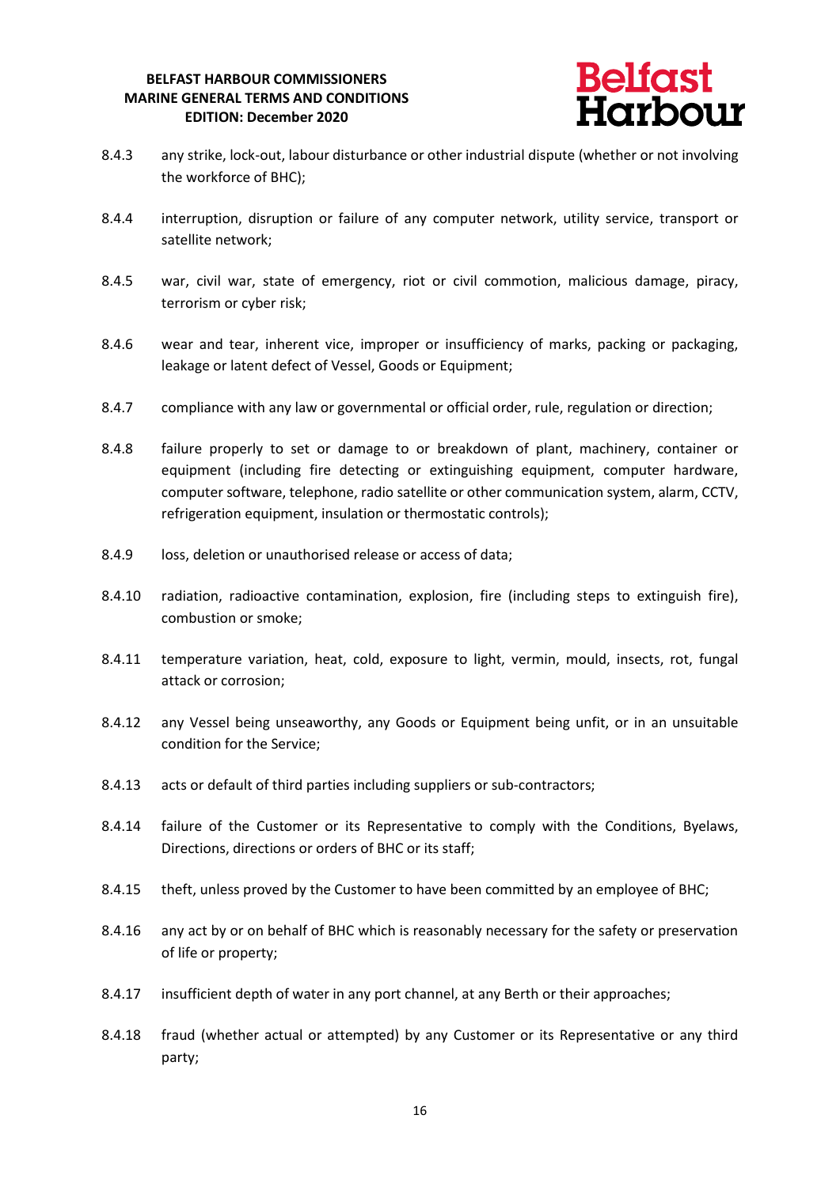8.4.3 any strike, lock-out, labour disturbance or other industrial dispute (whether or not involving the workforce of BHC);

8.4.4 interruption, disruption or failure of any computer network, utility service, transport or satellite network;

8.4.5 war, civil war, state of emergency, riot or civil commotion, malicious damage, piracy, terrorism or cyber risk;

8.4.6 wear and tear, inherent vice, improper or insufficiency of marks, packing or packaging, leakage or latent defect of Vessel, Goods or Equipment;

8.4.7 compliance with any law or governmental or official order, rule, regulation or direction;

8.4.8 failure properly to set or damage to or breakdown of plant, machinery, container or equipment (including fire detecting or extinguishing equipment, computer hardware, computer software, telephone, radio satellite or other communication system, alarm, CCTV, refrigeration equipment, insulation or thermostatic controls);

8.4.9 loss, deletion or unauthorised release or access of data;

8.4.10 radiation, radioactive contamination, explosion, fire (including steps to extinguish fire), combustion or smoke;

8.4.11 temperature variation, heat, cold, exposure to light, vermin, mould, insects, rot, fungal attack or corrosion;

8.4.12 any Vessel being unseaworthy, any Goods or Equipment being unfit, or in an unsuitable condition for the Service;

8.4.13 acts or default of third parties including suppliers or sub-contractors;

8.4.14 failure of the Customer or its Representative to comply with the Conditions, Byelaws, Directions, directions or orders of BHC or its staff;

8.4.15 theft, unless proved by the Customer to have been committed by an employee of BHC;

8.4.16 any act by or on behalf of BHC which is reasonably necessary for the safety or preservation of life or property;

8.4.17 insufficient depth of water in any port channel, at any Berth or their approaches;

8.4.18 fraud (whether actual or attempted) by any Customer or its Representative or any third party;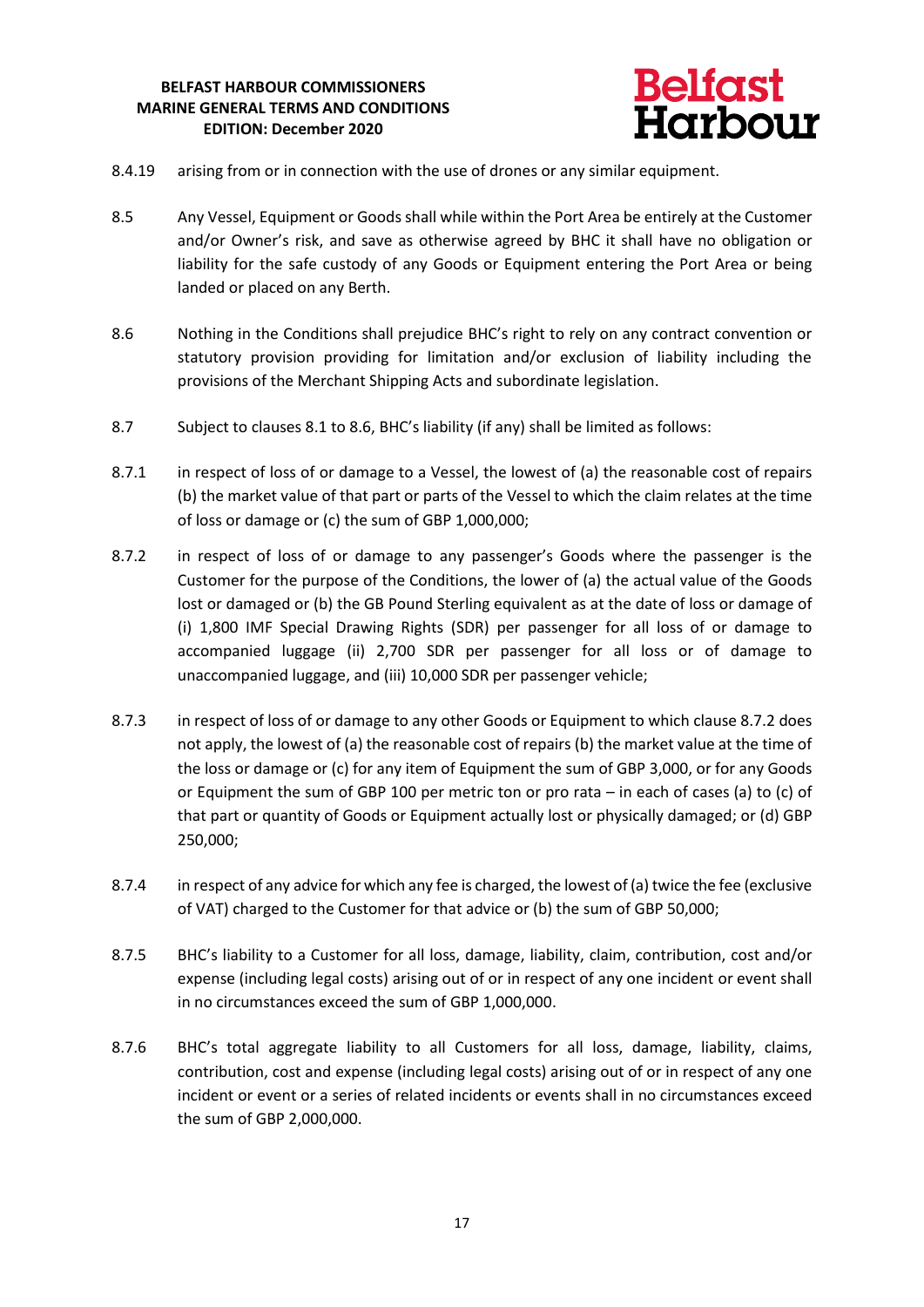8.4.19 arising from or in connection with the use of drones or any similar equipment.

8.5 Any Vessel, Equipment or Goods shall while within the Port Area be entirely at the Customer and/or Owner's risk, and save as otherwise agreed by BHC it shall have no obligation or liability for the safe custody of any Goods or Equipment entering the Port Area or being landed or placed on any Berth.

8.6 Nothing in the Conditions shall prejudice BHC's right to rely on any contract convention or statutory provision providing for limitation and/or exclusion of liability including the provisions of the Merchant Shipping Acts and subordinate legislation.

8.7 Subject to clauses 8.1 to 8.6, BHC's liability (if any) shall be limited as follows:

8.7.1 in respect of loss of or damage to a Vessel, the lowest of (a) the reasonable cost of repairs (b) the market value of that part or parts of the Vessel to which the claim relates at the time of loss or damage or (c) the sum of GBP 1,000,000;

8.7.2 in respect of loss of or damage to any passenger's Goods where the passenger is the Customer for the purpose of the Conditions, the lower of (a) the actual value of the Goods lost or damaged or (b) the GB Pound Sterling equivalent as at the date of loss or damage of (i) 1,800 IMF Special Drawing Rights (SDR) per passenger for all loss of or damage to accompanied luggage (ii) 2,700 SDR per passenger for all loss or of damage to unaccompanied luggage, and (iii) 10,000 SDR per passenger vehicle;

8.7.3 in respect of loss of or damage to any other Goods or Equipment to which clause 8.7.2 does not apply, the lowest of (a) the reasonable cost of repairs (b) the market value at the time of the loss or damage or (c) for any item of Equipment the sum of GBP 3,000, or for any Goods or Equipment the sum of GBP 100 per metric ton or pro rata – in each of cases (a) to (c) of that part or quantity of Goods or Equipment actually lost or physically damaged; or (d) GBP 250,000;

8.7.4 in respect of any advice for which any fee is charged, the lowest of (a) twice the fee (exclusive of VAT) charged to the Customer for that advice or (b) the sum of GBP 50,000;

8.7.5 BHC's liability to a Customer for all loss, damage, liability, claim, contribution, cost and/or expense (including legal costs) arising out of or in respect of any one incident or event shall in no circumstances exceed the sum of GBP 1,000,000.

8.7.6 BHC's total aggregate liability to all Customers for all loss, damage, liability, claims, contribution, cost and expense (including legal costs) arising out of or in respect of any one incident or event or a series of related incidents or events shall in no circumstances exceed the sum of GBP 2,000,000.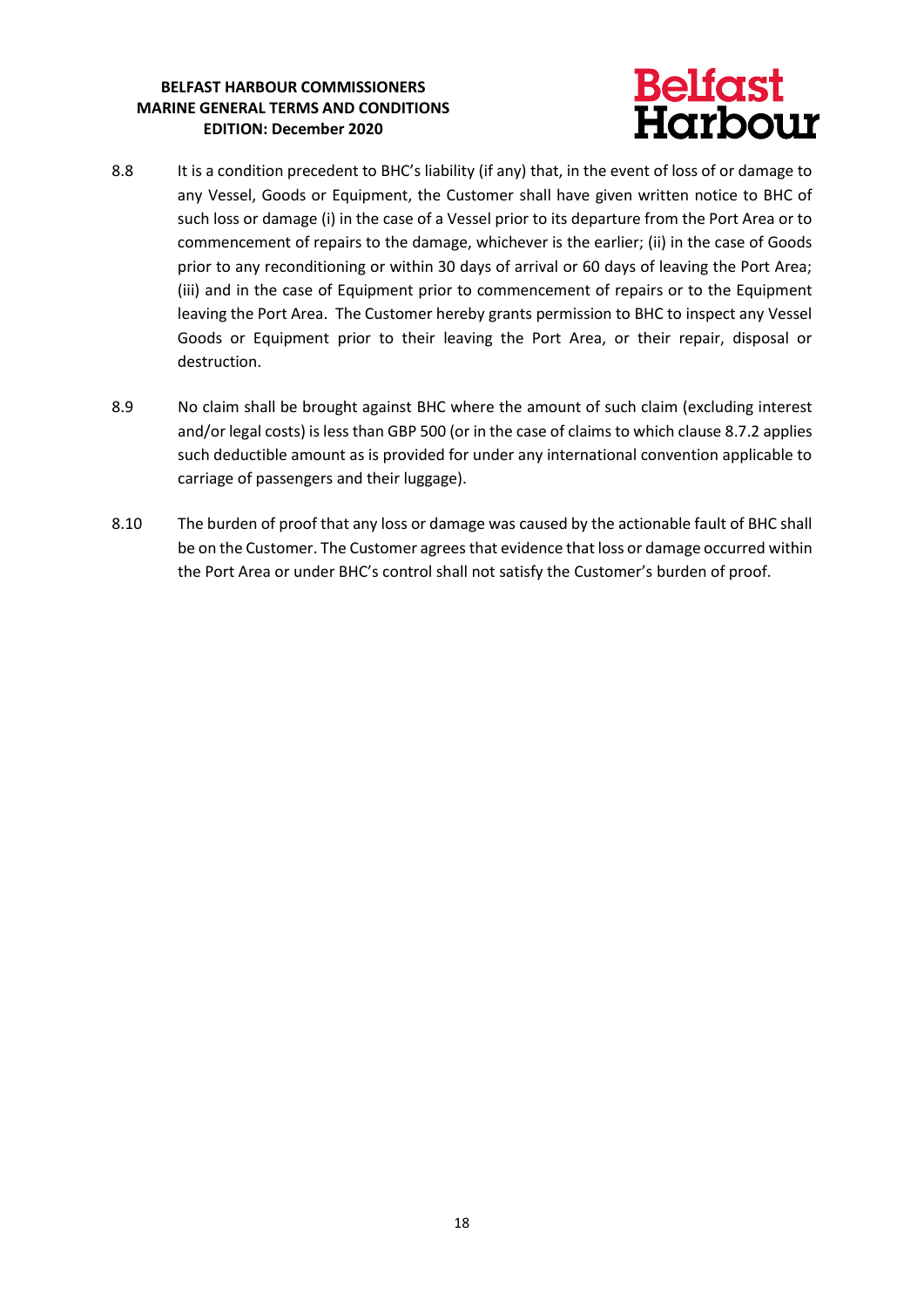8.8 It is a condition precedent to BHC's liability (if any) that, in the event of loss of or damage to any Vessel, Goods or Equipment, the Customer shall have given written notice to BHC of such loss or damage (i) in the case of a Vessel prior to its departure from the Port Area or to commencement of repairs to the damage, whichever is the earlier; (ii) in the case of Goods prior to any reconditioning or within 30 days of arrival or 60 days of leaving the Port Area; (iii) and in the case of Equipment prior to commencement of repairs or to the Equipment leaving the Port Area. The Customer hereby grants permission to BHC to inspect any Vessel Goods or Equipment prior to their leaving the Port Area, or their repair, disposal or destruction.

8.9 No claim shall be brought against BHC where the amount of such claim (excluding interest and/or legal costs) is less than GBP 500 (or in the case of claims to which clause 8.7.2 applies such deductible amount as is provided for under any international convention applicable to carriage of passengers and their luggage).

8.10 The burden of proof that any loss or damage was caused by the actionable fault of BHC shall be on the Customer. The Customer agrees that evidence that loss or damage occurred within the Port Area or under BHC's control shall not satisfy the Customer's burden of proof.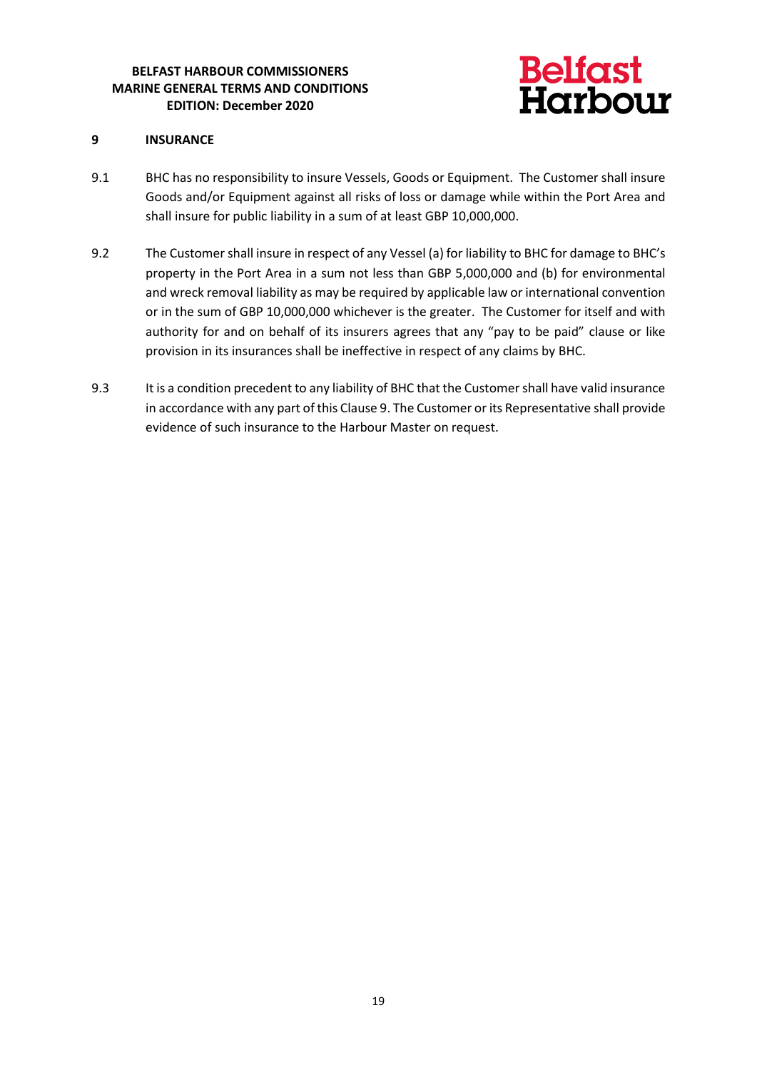## 9 INSURANCE

9.1 BHC has no responsibility to insure Vessels, Goods or Equipment. The Customer shall insure Goods and/or Equipment against all risks of loss or damage while within the Port Area and shall insure for public liability in a sum of at least GBP 10,000,000.

9.2 The Customer shall insure in respect of any Vessel (a) for liability to BHC for damage to BHC's property in the Port Area in a sum not less than GBP 5,000,000 and (b) for environmental and wreck removal liability as may be required by applicable law or international convention or in the sum of GBP 10,000,000 whichever is the greater. The Customer for itself and with authority for and on behalf of its insurers agrees that any "pay to be paid" clause or like provision in its insurances shall be ineffective in respect of any claims by BHC.

9.3 It is a condition precedent to any liability of BHC that the Customer shall have valid insurance in accordance with any part of this Clause 9. The Customer or its Representative shall provide evidence of such insurance to the Harbour Master on request.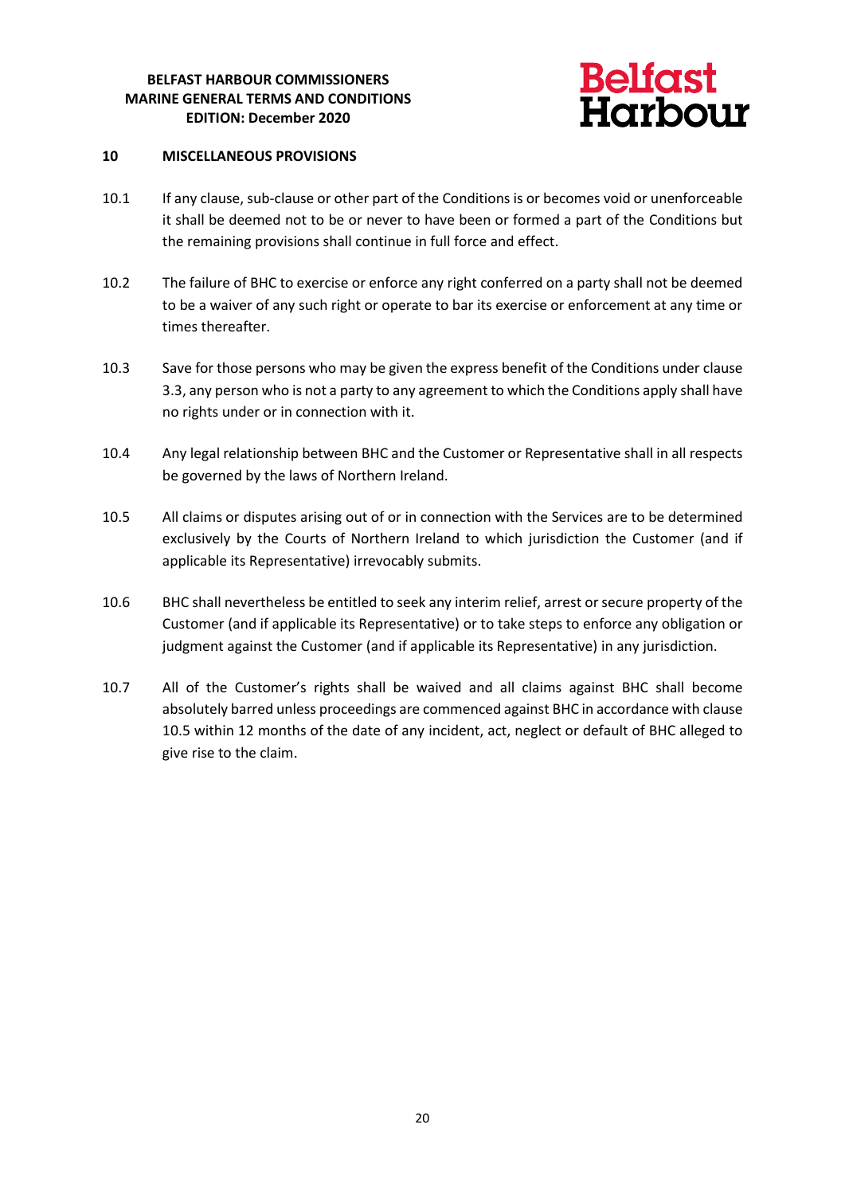## 10 MISCELLANEOUS PROVISIONS

10.1 If any clause, sub-clause or other part of the Conditions is or becomes void or unenforceable it shall be deemed not to be or never to have been or formed a part of the Conditions but the remaining provisions shall continue in full force and effect.

10.2 The failure of BHC to exercise or enforce any right conferred on a party shall not be deemed to be a waiver of any such right or operate to bar its exercise or enforcement at any time or times thereafter.

10.3 Save for those persons who may be given the express benefit of the Conditions under clause 3.3, any person who is not a party to any agreement to which the Conditions apply shall have no rights under or in connection with it.

10.4 Any legal relationship between BHC and the Customer or Representative shall in all respects be governed by the laws of Northern Ireland.

10.5 All claims or disputes arising out of or in connection with the Services are to be determined exclusively by the Courts of Northern Ireland to which jurisdiction the Customer (and if applicable its Representative) irrevocably submits.

10.6 BHC shall nevertheless be entitled to seek any interim relief, arrest or secure property of the Customer (and if applicable its Representative) or to take steps to enforce any obligation or judgment against the Customer (and if applicable its Representative) in any jurisdiction.

10.7 All of the Customer's rights shall be waived and all claims against BHC shall become absolutely barred unless proceedings are commenced against BHC in accordance with clause 10.5 within 12 months of the date of any incident, act, neglect or default of BHC alleged to give rise to the claim.